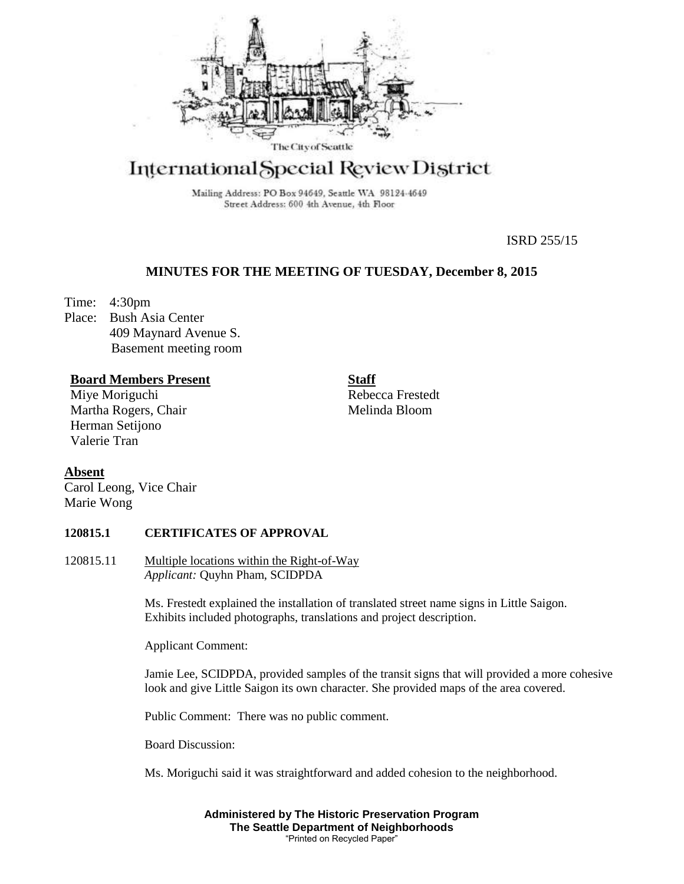The City of Seattle

# International Special Review District

Mailing Address: PO Box 94649, Seattle WA 98124-4649
Street Address: 600 4th Avenue, 4th Floor

ISRD 255/15

## MINUTES FOR THE MEETING OF TUESDAY, December 8, 2015

Time: 4:30pm
Place: Bush Asia Center
409 Maynard Avenue S.
Basement meeting room

**Board Members Present**
Miye Moriguchi
Martha Rogers, Chair
Herman Setijono
Valerie Tran

**Staff**
Rebecca Frestedt
Melinda Bloom

**Absent**
Carol Leong, Vice Chair
Marie Wong

### 120815.1 CERTIFICATES OF APPROVAL

120815.11 Multiple locations within the Right-of-Way
*Applicant:* Quyhn Pham, SCIDPDA

Ms. Frestedt explained the installation of translated street name signs in Little Saigon. Exhibits included photographs, translations and project description.

Applicant Comment:

Jamie Lee, SCIDPDA, provided samples of the transit signs that will provided a more cohesive look and give Little Saigon its own character. She provided maps of the area covered.

Public Comment: There was no public comment.

Board Discussion:

Ms. Moriguchi said it was straightforward and added cohesion to the neighborhood.

**Administered by The Historic Preservation Program**
**The Seattle Department of Neighborhoods**
"Printed on Recycled Paper"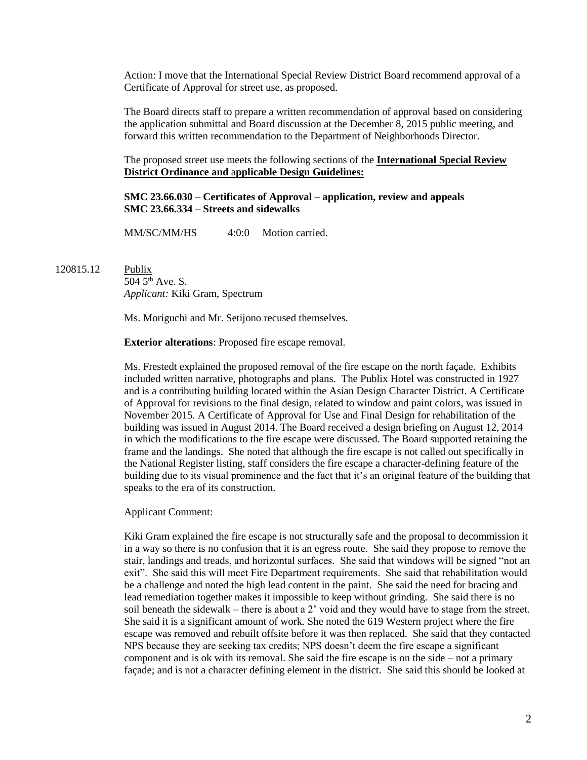Action: I move that the International Special Review District Board recommend approval of a Certificate of Approval for street use, as proposed.

The Board directs staff to prepare a written recommendation of approval based on considering the application submittal and Board discussion at the December 8, 2015 public meeting, and forward this written recommendation to the Department of Neighborhoods Director.

The proposed street use meets the following sections of the **International Special Review District Ordinance and applicable Design Guidelines:**

**SMC 23.66.030 – Certificates of Approval – application, review and appeals**
**SMC 23.66.334 – Streets and sidewalks**

MM/SC/MM/HS 4:0:0 Motion carried.

120815.12 Publix
504 5th Ave. S.
*Applicant:* Kiki Gram, Spectrum

Ms. Moriguchi and Mr. Setijono recused themselves.

**Exterior alterations**: Proposed fire escape removal.

Ms. Frestedt explained the proposed removal of the fire escape on the north façade. Exhibits included written narrative, photographs and plans. The Publix Hotel was constructed in 1927 and is a contributing building located within the Asian Design Character District. A Certificate of Approval for revisions to the final design, related to window and paint colors, was issued in November 2015. A Certificate of Approval for Use and Final Design for rehabilitation of the building was issued in August 2014. The Board received a design briefing on August 12, 2014 in which the modifications to the fire escape were discussed. The Board supported retaining the frame and the landings. She noted that although the fire escape is not called out specifically in the National Register listing, staff considers the fire escape a character-defining feature of the building due to its visual prominence and the fact that it's an original feature of the building that speaks to the era of its construction.

Applicant Comment:

Kiki Gram explained the fire escape is not structurally safe and the proposal to decommission it in a way so there is no confusion that it is an egress route. She said they propose to remove the stair, landings and treads, and horizontal surfaces. She said that windows will be signed "not an exit". She said this will meet Fire Department requirements. She said that rehabilitation would be a challenge and noted the high lead content in the paint. She said the need for bracing and lead remediation together makes it impossible to keep without grinding. She said there is no soil beneath the sidewalk – there is about a 2' void and they would have to stage from the street. She said it is a significant amount of work. She noted the 619 Western project where the fire escape was removed and rebuilt offsite before it was then replaced. She said that they contacted NPS because they are seeking tax credits; NPS doesn't deem the fire escape a significant component and is ok with its removal. She said the fire escape is on the side – not a primary façade; and is not a character defining element in the district. She said this should be looked at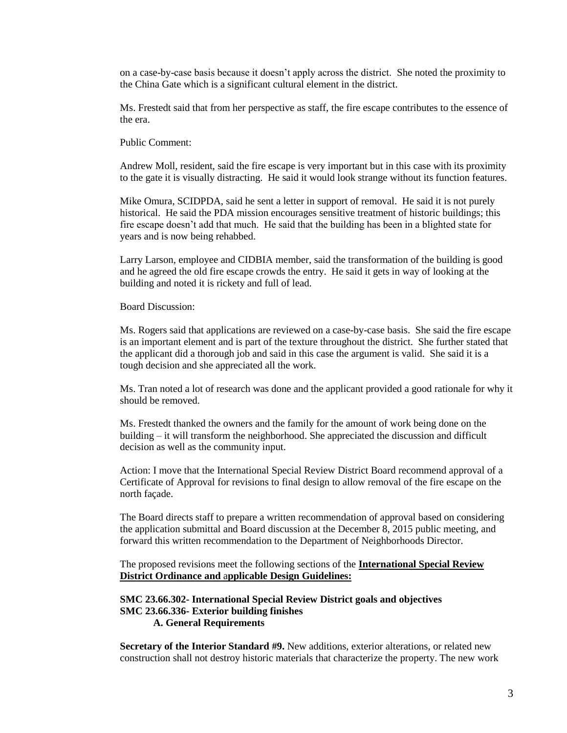on a case-by-case basis because it doesn't apply across the district. She noted the proximity to the China Gate which is a significant cultural element in the district.

Ms. Frestedt said that from her perspective as staff, the fire escape contributes to the essence of the era.

Public Comment:

Andrew Moll, resident, said the fire escape is very important but in this case with its proximity to the gate it is visually distracting. He said it would look strange without its function features.

Mike Omura, SCIDPDA, said he sent a letter in support of removal. He said it is not purely historical. He said the PDA mission encourages sensitive treatment of historic buildings; this fire escape doesn't add that much. He said that the building has been in a blighted state for years and is now being rehabbed.

Larry Larson, employee and CIDBIA member, said the transformation of the building is good and he agreed the old fire escape crowds the entry. He said it gets in way of looking at the building and noted it is rickety and full of lead.

Board Discussion:

Ms. Rogers said that applications are reviewed on a case-by-case basis. She said the fire escape is an important element and is part of the texture throughout the district. She further stated that the applicant did a thorough job and said in this case the argument is valid. She said it is a tough decision and she appreciated all the work.

Ms. Tran noted a lot of research was done and the applicant provided a good rationale for why it should be removed.

Ms. Frestedt thanked the owners and the family for the amount of work being done on the building – it will transform the neighborhood. She appreciated the discussion and difficult decision as well as the community input.

Action: I move that the International Special Review District Board recommend approval of a Certificate of Approval for revisions to final design to allow removal of the fire escape on the north façade.

The Board directs staff to prepare a written recommendation of approval based on considering the application submittal and Board discussion at the December 8, 2015 public meeting, and forward this written recommendation to the Department of Neighborhoods Director.

The proposed revisions meet the following sections of the **International Special Review District Ordinance and applicable Design Guidelines:**

**SMC 23.66.302- International Special Review District goals and objectives**
**SMC 23.66.336- Exterior building finishes**
**A. General Requirements**

**Secretary of the Interior Standard #9.** New additions, exterior alterations, or related new construction shall not destroy historic materials that characterize the property. The new work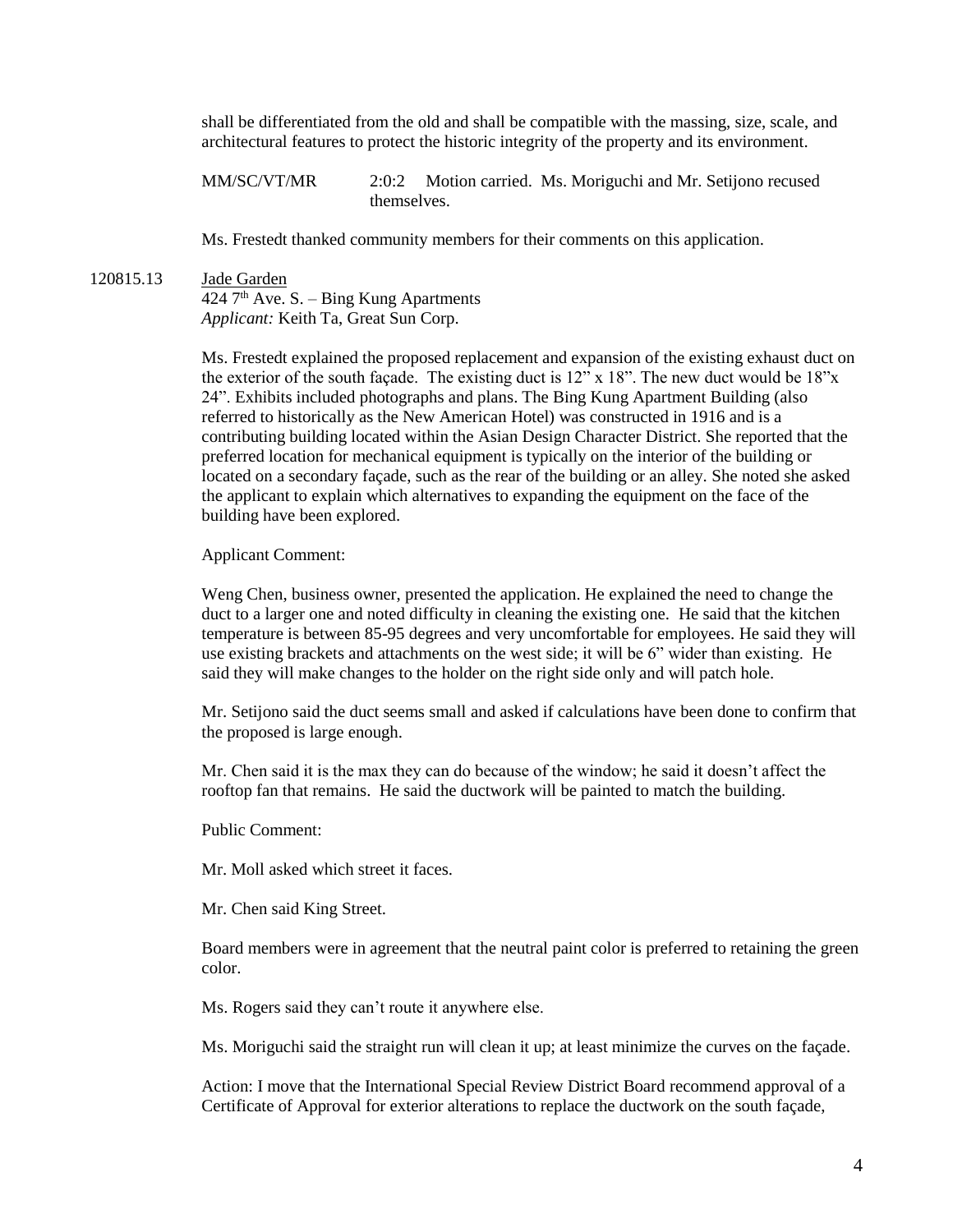shall be differentiated from the old and shall be compatible with the massing, size, scale, and architectural features to protect the historic integrity of the property and its environment.

MM/SC/VT/MR 2:0:2 Motion carried. Ms. Moriguchi and Mr. Setijono recused themselves.

Ms. Frestedt thanked community members for their comments on this application.

120815.13 Jade Garden
424 7th Ave. S. – Bing Kung Apartments
*Applicant:* Keith Ta, Great Sun Corp.

Ms. Frestedt explained the proposed replacement and expansion of the existing exhaust duct on the exterior of the south façade. The existing duct is 12" x 18". The new duct would be 18"x 24". Exhibits included photographs and plans. The Bing Kung Apartment Building (also referred to historically as the New American Hotel) was constructed in 1916 and is a contributing building located within the Asian Design Character District. She reported that the preferred location for mechanical equipment is typically on the interior of the building or located on a secondary façade, such as the rear of the building or an alley. She noted she asked the applicant to explain which alternatives to expanding the equipment on the face of the building have been explored.

Applicant Comment:

Weng Chen, business owner, presented the application. He explained the need to change the duct to a larger one and noted difficulty in cleaning the existing one. He said that the kitchen temperature is between 85-95 degrees and very uncomfortable for employees. He said they will use existing brackets and attachments on the west side; it will be 6" wider than existing. He said they will make changes to the holder on the right side only and will patch hole.

Mr. Setijono said the duct seems small and asked if calculations have been done to confirm that the proposed is large enough.

Mr. Chen said it is the max they can do because of the window; he said it doesn't affect the rooftop fan that remains. He said the ductwork will be painted to match the building.

Public Comment:

Mr. Moll asked which street it faces.

Mr. Chen said King Street.

Board members were in agreement that the neutral paint color is preferred to retaining the green color.

Ms. Rogers said they can't route it anywhere else.

Ms. Moriguchi said the straight run will clean it up; at least minimize the curves on the façade.

Action: I move that the International Special Review District Board recommend approval of a Certificate of Approval for exterior alterations to replace the ductwork on the south façade,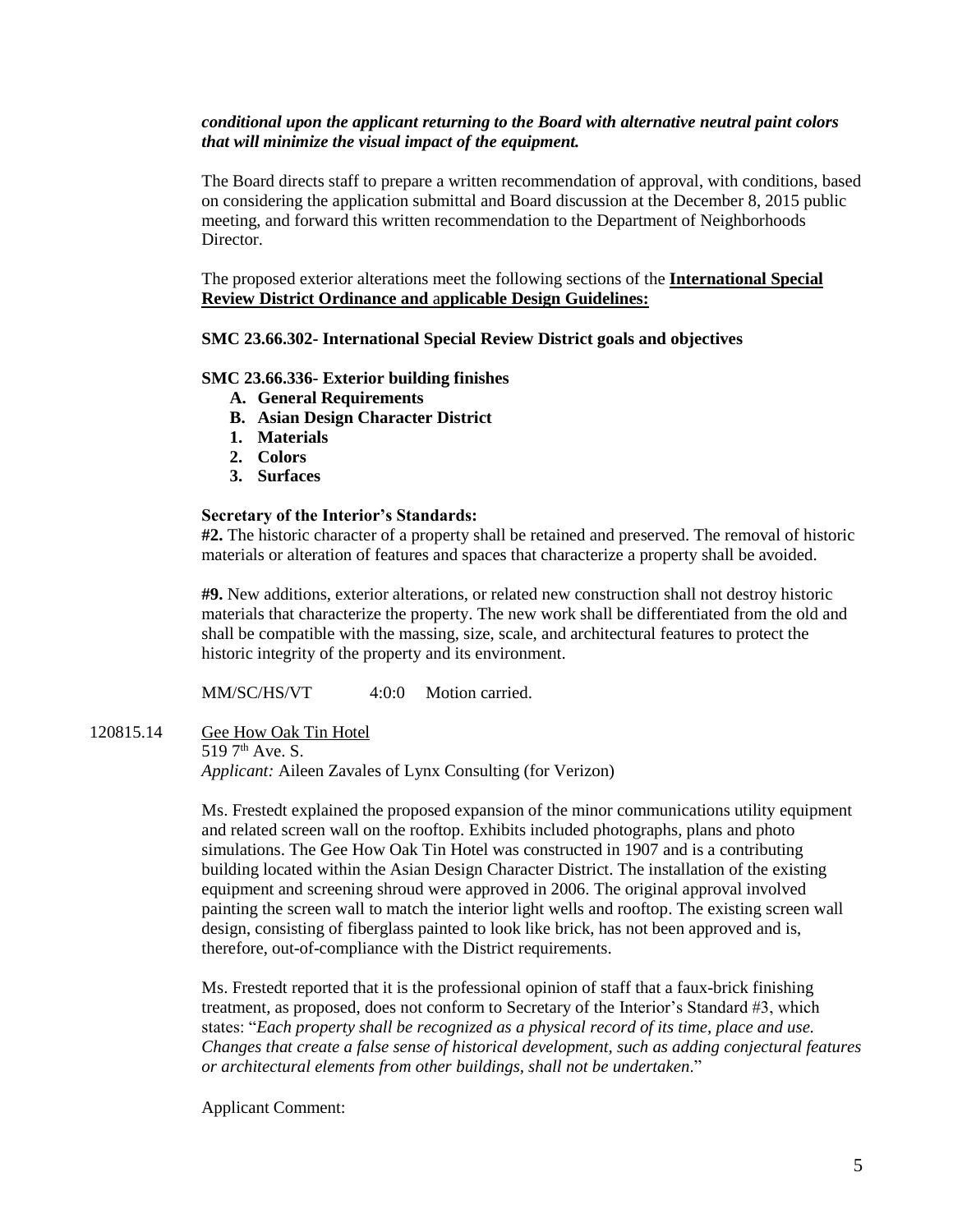***conditional upon the applicant returning to the Board with alternative neutral paint colors that will minimize the visual impact of the equipment.***

The Board directs staff to prepare a written recommendation of approval, with conditions, based on considering the application submittal and Board discussion at the December 8, 2015 public meeting, and forward this written recommendation to the Department of Neighborhoods Director.

The proposed exterior alterations meet the following sections of the **International Special Review District Ordinance and applicable Design Guidelines:**

**SMC 23.66.302- International Special Review District goals and objectives**

**SMC 23.66.336- Exterior building finishes**

- **A. General Requirements**
- **B. Asian Design Character District**
- **1. Materials**
- **2. Colors**
- **3. Surfaces**

**Secretary of the Interior's Standards:**

**#2.** The historic character of a property shall be retained and preserved. The removal of historic materials or alteration of features and spaces that characterize a property shall be avoided.

**#9.** New additions, exterior alterations, or related new construction shall not destroy historic materials that characterize the property. The new work shall be differentiated from the old and shall be compatible with the massing, size, scale, and architectural features to protect the historic integrity of the property and its environment.

MM/SC/HS/VT 4:0:0 Motion carried.

120815.14 Gee How Oak Tin Hotel
519 7th Ave. S.
*Applicant:* Aileen Zavales of Lynx Consulting (for Verizon)

Ms. Frestedt explained the proposed expansion of the minor communications utility equipment and related screen wall on the rooftop. Exhibits included photographs, plans and photo simulations. The Gee How Oak Tin Hotel was constructed in 1907 and is a contributing building located within the Asian Design Character District. The installation of the existing equipment and screening shroud were approved in 2006. The original approval involved painting the screen wall to match the interior light wells and rooftop. The existing screen wall design, consisting of fiberglass painted to look like brick, has not been approved and is, therefore, out-of-compliance with the District requirements.

Ms. Frestedt reported that it is the professional opinion of staff that a faux-brick finishing treatment, as proposed, does not conform to Secretary of the Interior's Standard #3, which states: "*Each property shall be recognized as a physical record of its time, place and use. Changes that create a false sense of historical development, such as adding conjectural features or architectural elements from other buildings, shall not be undertaken*."

Applicant Comment: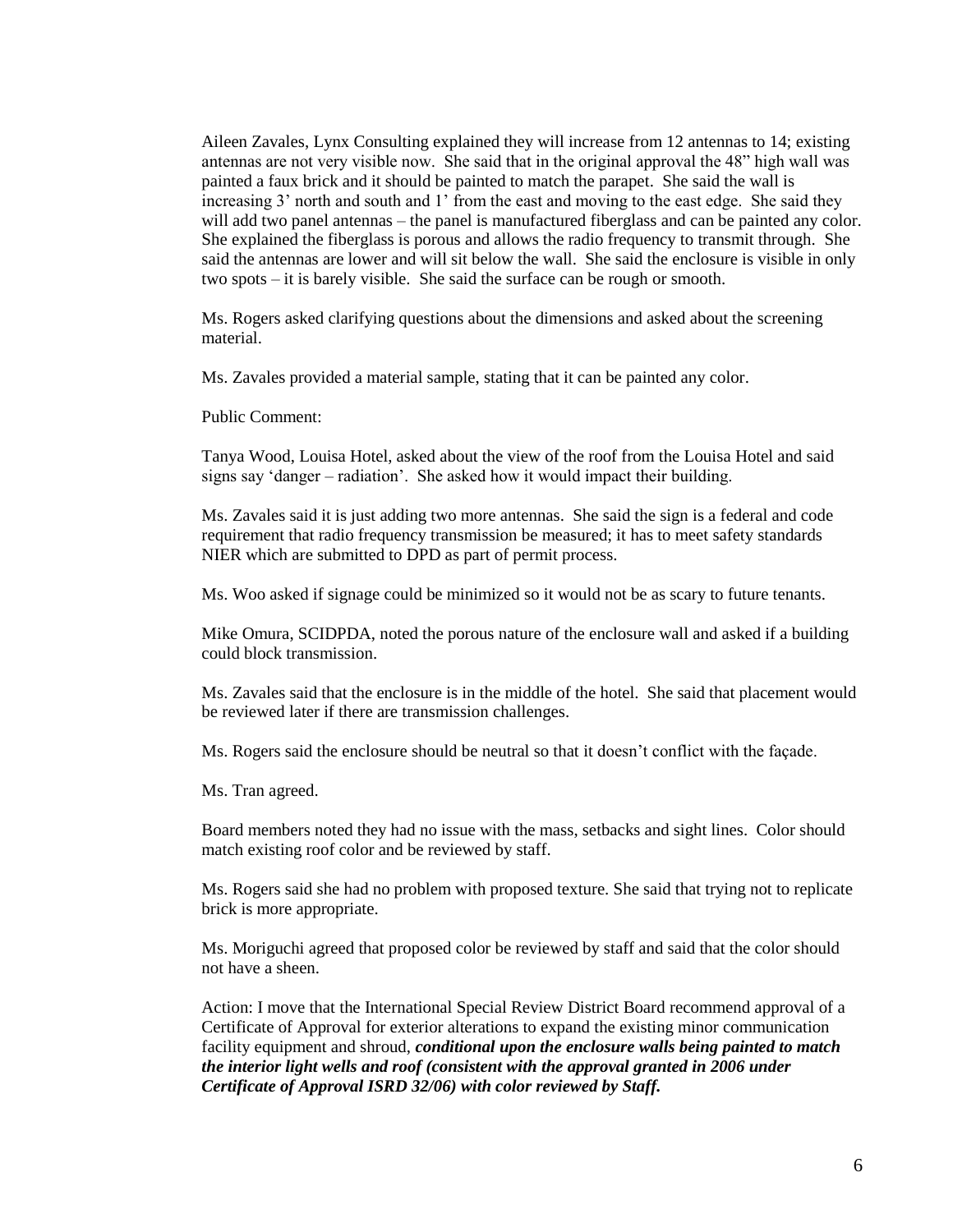Aileen Zavales, Lynx Consulting explained they will increase from 12 antennas to 14; existing antennas are not very visible now. She said that in the original approval the 48" high wall was painted a faux brick and it should be painted to match the parapet. She said the wall is increasing 3' north and south and 1' from the east and moving to the east edge. She said they will add two panel antennas – the panel is manufactured fiberglass and can be painted any color. She explained the fiberglass is porous and allows the radio frequency to transmit through. She said the antennas are lower and will sit below the wall. She said the enclosure is visible in only two spots – it is barely visible. She said the surface can be rough or smooth.

Ms. Rogers asked clarifying questions about the dimensions and asked about the screening material.

Ms. Zavales provided a material sample, stating that it can be painted any color.

Public Comment:

Tanya Wood, Louisa Hotel, asked about the view of the roof from the Louisa Hotel and said signs say 'danger – radiation'. She asked how it would impact their building.

Ms. Zavales said it is just adding two more antennas. She said the sign is a federal and code requirement that radio frequency transmission be measured; it has to meet safety standards NIER which are submitted to DPD as part of permit process.

Ms. Woo asked if signage could be minimized so it would not be as scary to future tenants.

Mike Omura, SCIDPDA, noted the porous nature of the enclosure wall and asked if a building could block transmission.

Ms. Zavales said that the enclosure is in the middle of the hotel. She said that placement would be reviewed later if there are transmission challenges.

Ms. Rogers said the enclosure should be neutral so that it doesn't conflict with the façade.

Ms. Tran agreed.

Board members noted they had no issue with the mass, setbacks and sight lines. Color should match existing roof color and be reviewed by staff.

Ms. Rogers said she had no problem with proposed texture. She said that trying not to replicate brick is more appropriate.

Ms. Moriguchi agreed that proposed color be reviewed by staff and said that the color should not have a sheen.

Action: I move that the International Special Review District Board recommend approval of a Certificate of Approval for exterior alterations to expand the existing minor communication facility equipment and shroud, ***conditional upon the enclosure walls being painted to match the interior light wells and roof (consistent with the approval granted in 2006 under Certificate of Approval ISRD 32/06) with color reviewed by Staff.***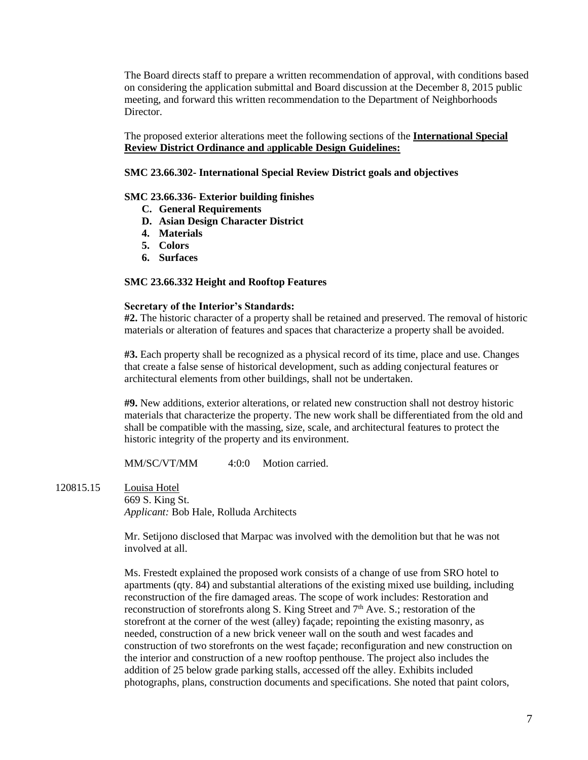The Board directs staff to prepare a written recommendation of approval, with conditions based on considering the application submittal and Board discussion at the December 8, 2015 public meeting, and forward this written recommendation to the Department of Neighborhoods Director.

The proposed exterior alterations meet the following sections of the **International Special Review District Ordinance and applicable Design Guidelines:**

**SMC 23.66.302- International Special Review District goals and objectives**

**SMC 23.66.336- Exterior building finishes**

- **C. General Requirements**
- **D. Asian Design Character District**
- **4. Materials**
- **5. Colors**
- **6. Surfaces**

**SMC 23.66.332 Height and Rooftop Features**

**Secretary of the Interior's Standards:**

**#2.** The historic character of a property shall be retained and preserved. The removal of historic materials or alteration of features and spaces that characterize a property shall be avoided.

**#3.** Each property shall be recognized as a physical record of its time, place and use. Changes that create a false sense of historical development, such as adding conjectural features or architectural elements from other buildings, shall not be undertaken.

**#9.** New additions, exterior alterations, or related new construction shall not destroy historic materials that characterize the property. The new work shall be differentiated from the old and shall be compatible with the massing, size, scale, and architectural features to protect the historic integrity of the property and its environment.

MM/SC/VT/MM 4:0:0 Motion carried.

120815.15 Louisa Hotel
669 S. King St.
*Applicant:* Bob Hale, Rolluda Architects

Mr. Setijono disclosed that Marpac was involved with the demolition but that he was not involved at all.

Ms. Frestedt explained the proposed work consists of a change of use from SRO hotel to apartments (qty. 84) and substantial alterations of the existing mixed use building, including reconstruction of the fire damaged areas. The scope of work includes: Restoration and reconstruction of storefronts along S. King Street and 7th Ave. S.; restoration of the storefront at the corner of the west (alley) façade; repointing the existing masonry, as needed, construction of a new brick veneer wall on the south and west facades and construction of two storefronts on the west façade; reconfiguration and new construction on the interior and construction of a new rooftop penthouse. The project also includes the addition of 25 below grade parking stalls, accessed off the alley. Exhibits included photographs, plans, construction documents and specifications. She noted that paint colors,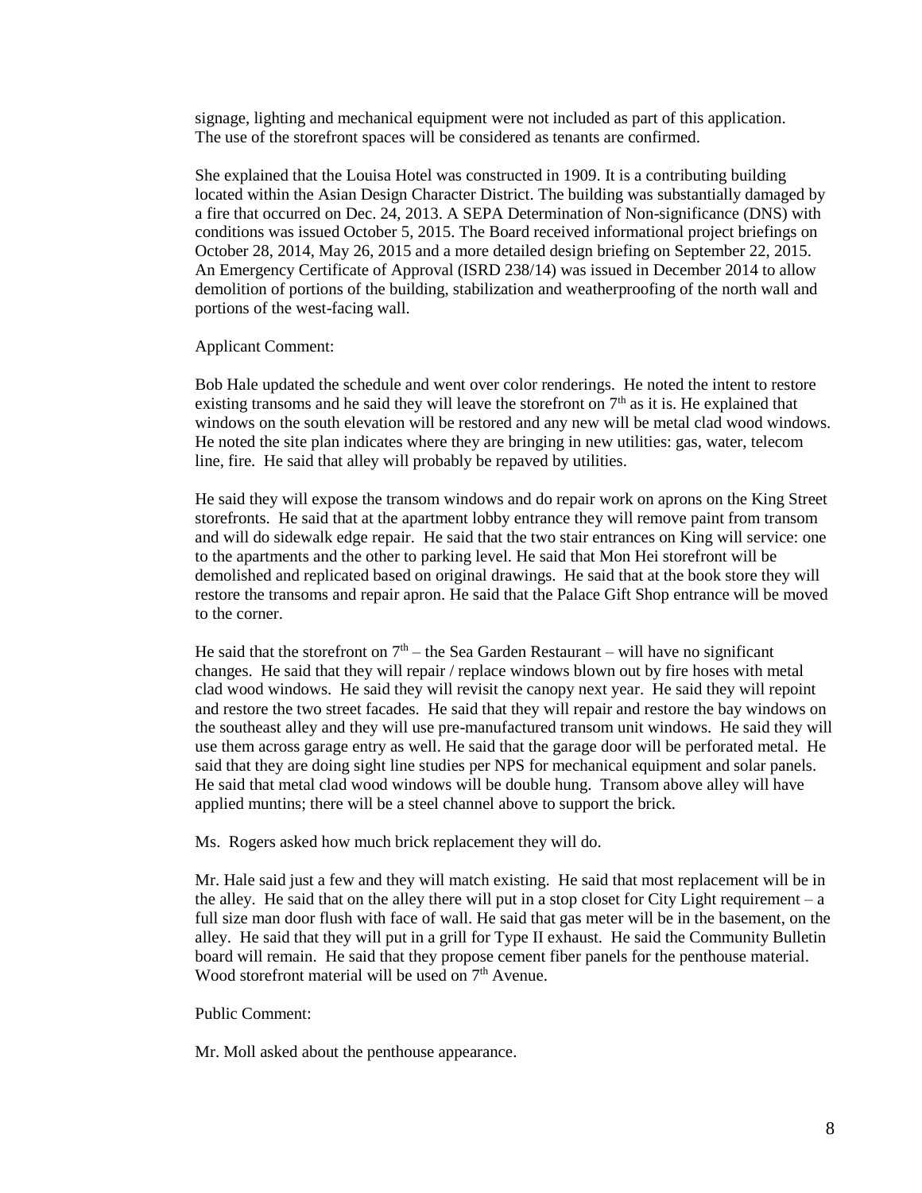signage, lighting and mechanical equipment were not included as part of this application. The use of the storefront spaces will be considered as tenants are confirmed.

She explained that the Louisa Hotel was constructed in 1909. It is a contributing building located within the Asian Design Character District. The building was substantially damaged by a fire that occurred on Dec. 24, 2013. A SEPA Determination of Non-significance (DNS) with conditions was issued October 5, 2015. The Board received informational project briefings on October 28, 2014, May 26, 2015 and a more detailed design briefing on September 22, 2015. An Emergency Certificate of Approval (ISRD 238/14) was issued in December 2014 to allow demolition of portions of the building, stabilization and weatherproofing of the north wall and portions of the west-facing wall.

Applicant Comment:

Bob Hale updated the schedule and went over color renderings. He noted the intent to restore existing transoms and he said they will leave the storefront on 7th as it is. He explained that windows on the south elevation will be restored and any new will be metal clad wood windows. He noted the site plan indicates where they are bringing in new utilities: gas, water, telecom line, fire. He said that alley will probably be repaved by utilities.

He said they will expose the transom windows and do repair work on aprons on the King Street storefronts. He said that at the apartment lobby entrance they will remove paint from transom and will do sidewalk edge repair. He said that the two stair entrances on King will service: one to the apartments and the other to parking level. He said that Mon Hei storefront will be demolished and replicated based on original drawings. He said that at the book store they will restore the transoms and repair apron. He said that the Palace Gift Shop entrance will be moved to the corner.

He said that the storefront on 7th – the Sea Garden Restaurant – will have no significant changes. He said that they will repair / replace windows blown out by fire hoses with metal clad wood windows. He said they will revisit the canopy next year. He said they will repoint and restore the two street facades. He said that they will repair and restore the bay windows on the southeast alley and they will use pre-manufactured transom unit windows. He said they will use them across garage entry as well. He said that the garage door will be perforated metal. He said that they are doing sight line studies per NPS for mechanical equipment and solar panels. He said that metal clad wood windows will be double hung. Transom above alley will have applied muntins; there will be a steel channel above to support the brick.

Ms. Rogers asked how much brick replacement they will do.

Mr. Hale said just a few and they will match existing. He said that most replacement will be in the alley. He said that on the alley there will put in a stop closet for City Light requirement – a full size man door flush with face of wall. He said that gas meter will be in the basement, on the alley. He said that they will put in a grill for Type II exhaust. He said the Community Bulletin board will remain. He said that they propose cement fiber panels for the penthouse material. Wood storefront material will be used on 7th Avenue.

Public Comment:

Mr. Moll asked about the penthouse appearance.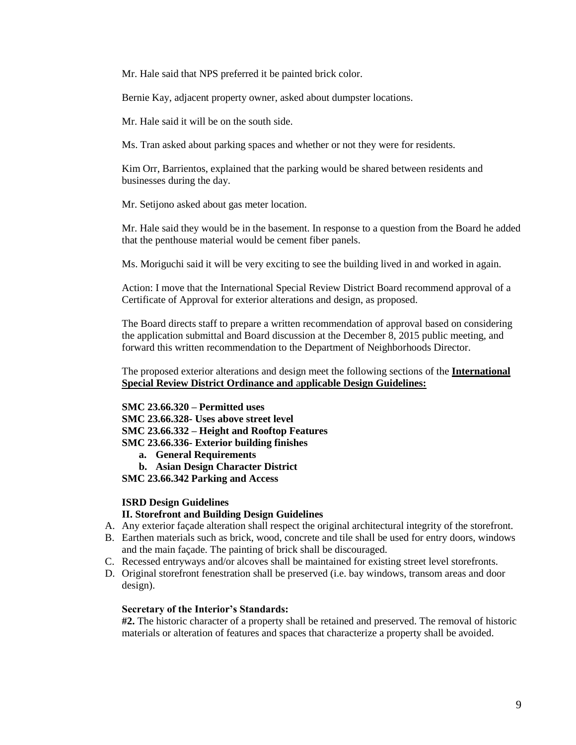Mr. Hale said that NPS preferred it be painted brick color.

Bernie Kay, adjacent property owner, asked about dumpster locations.

Mr. Hale said it will be on the south side.

Ms. Tran asked about parking spaces and whether or not they were for residents.

Kim Orr, Barrientos, explained that the parking would be shared between residents and businesses during the day.

Mr. Setijono asked about gas meter location.

Mr. Hale said they would be in the basement. In response to a question from the Board he added that the penthouse material would be cement fiber panels.

Ms. Moriguchi said it will be very exciting to see the building lived in and worked in again.

Action: I move that the International Special Review District Board recommend approval of a Certificate of Approval for exterior alterations and design, as proposed.

The Board directs staff to prepare a written recommendation of approval based on considering the application submittal and Board discussion at the December 8, 2015 public meeting, and forward this written recommendation to the Department of Neighborhoods Director.

The proposed exterior alterations and design meet the following sections of the **International Special Review District Ordinance and applicable Design Guidelines:**

**SMC 23.66.320 – Permitted uses**
**SMC 23.66.328- Uses above street level**
**SMC 23.66.332 – Height and Rooftop Features**
**SMC 23.66.336- Exterior building finishes**

- **a. General Requirements**
- **b. Asian Design Character District**

**SMC 23.66.342 Parking and Access**

**ISRD Design Guidelines**
**II. Storefront and Building Design Guidelines**

A. Any exterior façade alteration shall respect the original architectural integrity of the storefront.
B. Earthen materials such as brick, wood, concrete and tile shall be used for entry doors, windows and the main façade. The painting of brick shall be discouraged.
C. Recessed entryways and/or alcoves shall be maintained for existing street level storefronts.
D. Original storefront fenestration shall be preserved (i.e. bay windows, transom areas and door design).

**Secretary of the Interior's Standards:**
**#2.** The historic character of a property shall be retained and preserved. The removal of historic materials or alteration of features and spaces that characterize a property shall be avoided.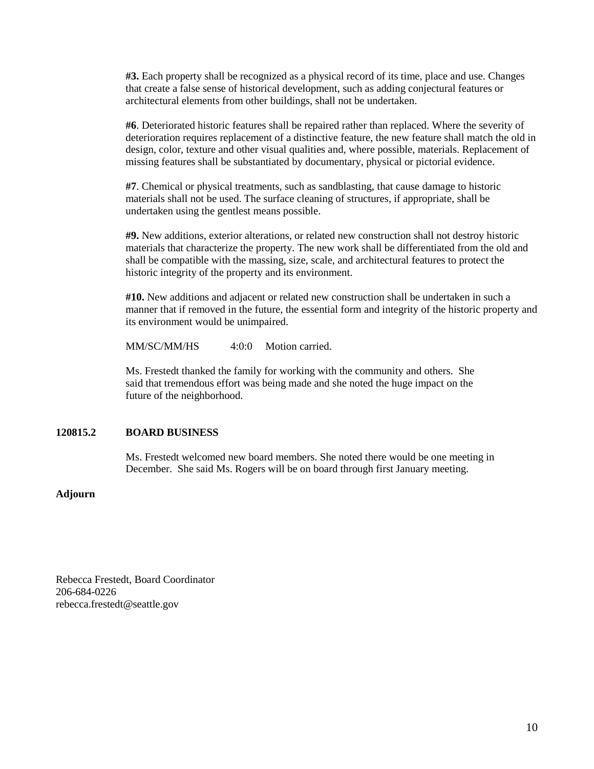**#3.** Each property shall be recognized as a physical record of its time, place and use. Changes that create a false sense of historical development, such as adding conjectural features or architectural elements from other buildings, shall not be undertaken.

**#6**. Deteriorated historic features shall be repaired rather than replaced. Where the severity of deterioration requires replacement of a distinctive feature, the new feature shall match the old in design, color, texture and other visual qualities and, where possible, materials. Replacement of missing features shall be substantiated by documentary, physical or pictorial evidence.

**#7**. Chemical or physical treatments, such as sandblasting, that cause damage to historic materials shall not be used. The surface cleaning of structures, if appropriate, shall be undertaken using the gentlest means possible.

**#9.** New additions, exterior alterations, or related new construction shall not destroy historic materials that characterize the property. The new work shall be differentiated from the old and shall be compatible with the massing, size, scale, and architectural features to protect the historic integrity of the property and its environment.

**#10.** New additions and adjacent or related new construction shall be undertaken in such a manner that if removed in the future, the essential form and integrity of the historic property and its environment would be unimpaired.

MM/SC/MM/HS 4:0:0 Motion carried.

Ms. Frestedt thanked the family for working with the community and others. She said that tremendous effort was being made and she noted the huge impact on the future of the neighborhood.

**120815.2 BOARD BUSINESS**

Ms. Frestedt welcomed new board members. She noted there would be one meeting in December. She said Ms. Rogers will be on board through first January meeting.

**Adjourn**

Rebecca Frestedt, Board Coordinator
206-684-0226
rebecca.frestedt@seattle.gov